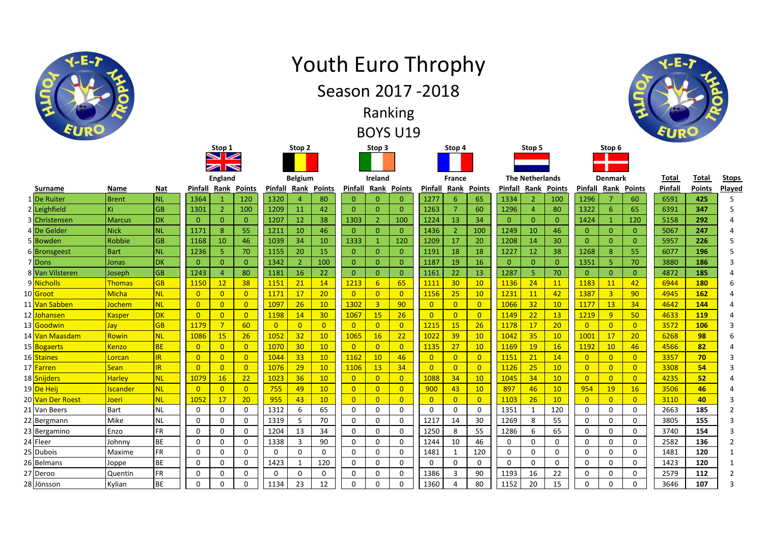# Youth Euro Throphy

## Season 2017 -2018

## Ranking

## BOYS U19

| | | | | Stop 1 England | | | Stop 2 Belgium | | | Stop 3 Ireland | | | Stop 4 France | | | Stop 5 The Netherlands | | | Stop 6 Denmark | | | | | |
|---|---|---|---|---|---|---|---|---|---|---|---|---|---|---|---|---|---|---|---|---|---|---|---|---|
| | Surname | Name | Nat | Pinfall | Rank | Points | Pinfall | Rank | Points | Pinfall | Rank | Points | Pinfall | Rank | Points | Pinfall | Rank | Points | Pinfall | Rank | Points | Total Pinfall | Total Points | Stops Played |
| 1 | De Ruiter | Brent | NL | 1364 | 1 | 120 | 1320 | 4 | 80 | 0 | 0 | 0 | 1277 | 6 | 65 | 1334 | 2 | 100 | 1296 | 7 | 60 | 6591 | **425** | 5 |
| 2 | Leighfield | Ki | GB | 1301 | 2 | 100 | 1209 | 11 | 42 | 0 | 0 | 0 | 1263 | 7 | 60 | 1296 | 4 | 80 | 1322 | 6 | 65 | 6391 | **347** | 5 |
| 3 | Christensen | Marcus | DK | 0 | 0 | 0 | 1207 | 12 | 38 | 1303 | 2 | 100 | 1224 | 13 | 34 | 0 | 0 | 0 | 1424 | 1 | 120 | 5158 | **292** | 4 |
| 4 | De Gelder | Nick | NL | 1171 | 8 | 55 | 1211 | 10 | 46 | 0 | 0 | 0 | 1436 | 2 | 100 | 1249 | 10 | 46 | 0 | 0 | 0 | 5067 | **247** | 4 |
| 5 | Bowden | Robbie | GB | 1168 | 10 | 46 | 1039 | 34 | 10 | 1333 | 1 | 120 | 1209 | 17 | 20 | 1208 | 14 | 30 | 0 | 0 | 0 | 5957 | **226** | 5 |
| 6 | Bronsgeest | Bart | NL | 1236 | 5 | 70 | 1155 | 20 | 15 | 0 | 0 | 0 | 1191 | 18 | 18 | 1227 | 12 | 38 | 1268 | 8 | 55 | 6077 | **196** | 5 |
| 7 | Dons | Jonas | DK | 0 | 0 | 0 | 1342 | 2 | 100 | 0 | 0 | 0 | 1187 | 19 | 16 | 0 | 0 | 0 | 1351 | 5 | 70 | 3880 | **186** | 3 |
| 8 | Van Vilsteren | Joseph | GB | 1243 | 4 | 80 | 1181 | 16 | 22 | 0 | 0 | 0 | 1161 | 22 | 13 | 1287 | 5 | 70 | 0 | 0 | 0 | 4872 | **185** | 4 |
| 9 | Nicholls | Thomas | GB | 1150 | 12 | 38 | 1151 | 21 | 14 | 1213 | 6 | 65 | 1111 | 30 | 10 | 1136 | 24 | 11 | 1183 | 11 | 42 | 6944 | **180** | 6 |
| 10 | Groot | Micha | NL | 0 | 0 | 0 | 1171 | 17 | 20 | 0 | 0 | 0 | 1156 | 25 | 10 | 1231 | 11 | 42 | 1387 | 3 | 90 | 4945 | **162** | 4 |
| 11 | Van Sabben | Jochem | NL | 0 | 0 | 0 | 1097 | 26 | 10 | 1302 | 3 | 90 | 0 | 0 | 0 | 1066 | 32 | 10 | 1177 | 13 | 34 | 4642 | **144** | 4 |
| 12 | Johansen | Kasper | DK | 0 | 0 | 0 | 1198 | 14 | 30 | 1067 | 15 | 26 | 0 | 0 | 0 | 1149 | 22 | 13 | 1219 | 9 | 50 | 4633 | **119** | 4 |
| 13 | Goodwin | Jay | GB | 1179 | 7 | 60 | 0 | 0 | 0 | 0 | 0 | 0 | 1215 | 15 | 26 | 1178 | 17 | 20 | 0 | 0 | 0 | 3572 | **106** | 3 |
| 14 | Van Maasdam | Rowin | NL | 1086 | 15 | 26 | 1052 | 32 | 10 | 1065 | 16 | 22 | 1022 | 39 | 10 | 1042 | 35 | 10 | 1001 | 17 | 20 | 6268 | **98** | 6 |
| 15 | Bogaerts | Kenzo | BE | 0 | 0 | 0 | 1070 | 30 | 10 | 0 | 0 | 0 | 1135 | 27 | 10 | 1169 | 19 | 16 | 1192 | 10 | 46 | 4566 | **82** | 4 |
| 16 | Staines | Lorcan | IR | 0 | 0 | 0 | 1044 | 33 | 10 | 1162 | 10 | 46 | 0 | 0 | 0 | 1151 | 21 | 14 | 0 | 0 | 0 | 3357 | **70** | 3 |
| 17 | Farren | Sean | IR | 0 | 0 | 0 | 1076 | 29 | 10 | 1106 | 13 | 34 | 0 | 0 | 0 | 1126 | 25 | 10 | 0 | 0 | 0 | 3308 | **54** | 3 |
| 18 | Snijders | Harley | NL | 1079 | 16 | 22 | 1023 | 36 | 10 | 0 | 0 | 0 | 1088 | 34 | 10 | 1045 | 34 | 10 | 0 | 0 | 0 | 4235 | **52** | 4 |
| 19 | De Heij | Iscander | NL | 0 | 0 | 0 | 755 | 49 | 10 | 0 | 0 | 0 | 900 | 43 | 10 | 897 | 46 | 10 | 954 | 19 | 16 | 3506 | **46** | 4 |
| 20 | Van Der Roest | Joeri | NL | 1052 | 17 | 20 | 955 | 43 | 10 | 0 | 0 | 0 | 0 | 0 | 0 | 1103 | 26 | 10 | 0 | 0 | 0 | 3110 | **40** | 3 |
| 21 | Van Beers | Bart | NL | 0 | 0 | 0 | 1312 | 6 | 65 | 0 | 0 | 0 | 0 | 0 | 0 | 1351 | 1 | 120 | 0 | 0 | 0 | 2663 | **185** | 2 |
| 22 | Bergmann | Mike | NL | 0 | 0 | 0 | 1319 | 5 | 70 | 0 | 0 | 0 | 1217 | 14 | 30 | 1269 | 8 | 55 | 0 | 0 | 0 | 3805 | **155** | 3 |
| 23 | Bergamino | Enzo | FR | 0 | 0 | 0 | 1204 | 13 | 34 | 0 | 0 | 0 | 1250 | 8 | 55 | 1286 | 6 | 65 | 0 | 0 | 0 | 3740 | **154** | 3 |
| 24 | Fleer | Johnny | BE | 0 | 0 | 0 | 1338 | 3 | 90 | 0 | 0 | 0 | 1244 | 10 | 46 | 0 | 0 | 0 | 0 | 0 | 0 | 2582 | **136** | 2 |
| 25 | Dubois | Maxime | FR | 0 | 0 | 0 | 0 | 0 | 0 | 0 | 0 | 0 | 1481 | 1 | 120 | 0 | 0 | 0 | 0 | 0 | 0 | 1481 | **120** | 1 |
| 26 | Belmans | Joppe | BE | 0 | 0 | 0 | 1423 | 1 | 120 | 0 | 0 | 0 | 0 | 0 | 0 | 0 | 0 | 0 | 0 | 0 | 0 | 1423 | **120** | 1 |
| 27 | Deroo | Quentin | FR | 0 | 0 | 0 | 0 | 0 | 0 | 0 | 0 | 0 | 1386 | 3 | 90 | 1193 | 16 | 22 | 0 | 0 | 0 | 2579 | **112** | 2 |
| 28 | Jönsson | Kylian | BE | 0 | 0 | 0 | 1134 | 23 | 12 | 0 | 0 | 0 | 1360 | 4 | 80 | 1152 | 20 | 15 | 0 | 0 | 0 | 3646 | **107** | 3 |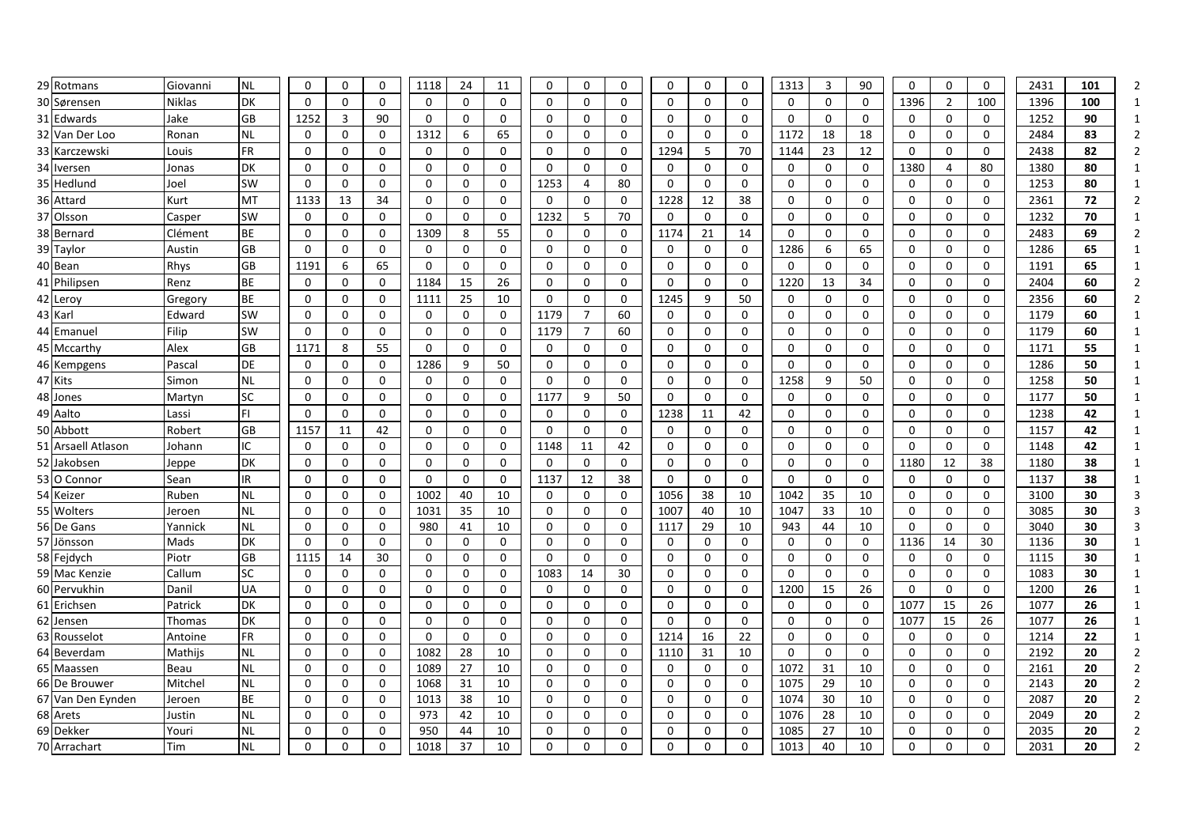| | | | | | | | | | | | | | | | | | | | | | | | |
|---|---|---|---|---|---|---|---|---|---|---|---|---|---|---|---|---|---|---|---|---|---|---|---|
| 29 | Rotmans | Giovanni | NL | 0 | 0 | 0 | 1118 | 24 | 11 | 0 | 0 | 0 | 0 | 0 | 0 | 1313 | 3 | 90 | 0 | 0 | 0 | 2431 | **101** | 2 |
| 30 | Sørensen | Niklas | DK | 0 | 0 | 0 | 0 | 0 | 0 | 0 | 0 | 0 | 0 | 0 | 0 | 0 | 0 | 0 | 1396 | 2 | 100 | 1396 | **100** | 1 |
| 31 | Edwards | Jake | GB | 1252 | 3 | 90 | 0 | 0 | 0 | 0 | 0 | 0 | 0 | 0 | 0 | 0 | 0 | 0 | 0 | 0 | 0 | 1252 | **90** | 1 |
| 32 | Van Der Loo | Ronan | NL | 0 | 0 | 0 | 1312 | 6 | 65 | 0 | 0 | 0 | 0 | 0 | 0 | 1172 | 18 | 18 | 0 | 0 | 0 | 2484 | **83** | 2 |
| 33 | Karczewski | Louis | FR | 0 | 0 | 0 | 0 | 0 | 0 | 0 | 0 | 0 | 1294 | 5 | 70 | 1144 | 23 | 12 | 0 | 0 | 0 | 2438 | **82** | 2 |
| 34 | Iversen | Jonas | DK | 0 | 0 | 0 | 0 | 0 | 0 | 0 | 0 | 0 | 0 | 0 | 0 | 0 | 0 | 0 | 1380 | 4 | 80 | 1380 | **80** | 1 |
| 35 | Hedlund | Joel | SW | 0 | 0 | 0 | 0 | 0 | 0 | 1253 | 4 | 80 | 0 | 0 | 0 | 0 | 0 | 0 | 0 | 0 | 0 | 1253 | **80** | 1 |
| 36 | Attard | Kurt | MT | 1133 | 13 | 34 | 0 | 0 | 0 | 0 | 0 | 0 | 1228 | 12 | 38 | 0 | 0 | 0 | 0 | 0 | 0 | 2361 | **72** | 2 |
| 37 | Olsson | Casper | SW | 0 | 0 | 0 | 0 | 0 | 0 | 1232 | 5 | 70 | 0 | 0 | 0 | 0 | 0 | 0 | 0 | 0 | 0 | 1232 | **70** | 1 |
| 38 | Bernard | Clément | BE | 0 | 0 | 0 | 1309 | 8 | 55 | 0 | 0 | 0 | 1174 | 21 | 14 | 0 | 0 | 0 | 0 | 0 | 0 | 2483 | **69** | 2 |
| 39 | Taylor | Austin | GB | 0 | 0 | 0 | 0 | 0 | 0 | 0 | 0 | 0 | 0 | 0 | 0 | 1286 | 6 | 65 | 0 | 0 | 0 | 1286 | **65** | 1 |
| 40 | Bean | Rhys | GB | 1191 | 6 | 65 | 0 | 0 | 0 | 0 | 0 | 0 | 0 | 0 | 0 | 0 | 0 | 0 | 0 | 0 | 0 | 1191 | **65** | 1 |
| 41 | Philipsen | Renz | BE | 0 | 0 | 0 | 1184 | 15 | 26 | 0 | 0 | 0 | 0 | 0 | 0 | 1220 | 13 | 34 | 0 | 0 | 0 | 2404 | **60** | 2 |
| 42 | Leroy | Gregory | BE | 0 | 0 | 0 | 1111 | 25 | 10 | 0 | 0 | 0 | 1245 | 9 | 50 | 0 | 0 | 0 | 0 | 0 | 0 | 2356 | **60** | 2 |
| 43 | Karl | Edward | SW | 0 | 0 | 0 | 0 | 0 | 0 | 1179 | 7 | 60 | 0 | 0 | 0 | 0 | 0 | 0 | 0 | 0 | 0 | 1179 | **60** | 1 |
| 44 | Emanuel | Filip | SW | 0 | 0 | 0 | 0 | 0 | 0 | 1179 | 7 | 60 | 0 | 0 | 0 | 0 | 0 | 0 | 0 | 0 | 0 | 1179 | **60** | 1 |
| 45 | Mccarthy | Alex | GB | 1171 | 8 | 55 | 0 | 0 | 0 | 0 | 0 | 0 | 0 | 0 | 0 | 0 | 0 | 0 | 0 | 0 | 0 | 1171 | **55** | 1 |
| 46 | Kempgens | Pascal | DE | 0 | 0 | 0 | 1286 | 9 | 50 | 0 | 0 | 0 | 0 | 0 | 0 | 0 | 0 | 0 | 0 | 0 | 0 | 1286 | **50** | 1 |
| 47 | Kits | Simon | NL | 0 | 0 | 0 | 0 | 0 | 0 | 0 | 0 | 0 | 0 | 0 | 0 | 1258 | 9 | 50 | 0 | 0 | 0 | 1258 | **50** | 1 |
| 48 | Jones | Martyn | SC | 0 | 0 | 0 | 0 | 0 | 0 | 1177 | 9 | 50 | 0 | 0 | 0 | 0 | 0 | 0 | 0 | 0 | 0 | 1177 | **50** | 1 |
| 49 | Aalto | Lassi | FI | 0 | 0 | 0 | 0 | 0 | 0 | 0 | 0 | 0 | 1238 | 11 | 42 | 0 | 0 | 0 | 0 | 0 | 0 | 1238 | **42** | 1 |
| 50 | Abbott | Robert | GB | 1157 | 11 | 42 | 0 | 0 | 0 | 0 | 0 | 0 | 0 | 0 | 0 | 0 | 0 | 0 | 0 | 0 | 0 | 1157 | **42** | 1 |
| 51 | Arsaell Atlason | Johann | IC | 0 | 0 | 0 | 0 | 0 | 0 | 1148 | 11 | 42 | 0 | 0 | 0 | 0 | 0 | 0 | 0 | 0 | 0 | 1148 | **42** | 1 |
| 52 | Jakobsen | Jeppe | DK | 0 | 0 | 0 | 0 | 0 | 0 | 0 | 0 | 0 | 0 | 0 | 0 | 0 | 0 | 0 | 1180 | 12 | 38 | 1180 | **38** | 1 |
| 53 | O Connor | Sean | IR | 0 | 0 | 0 | 0 | 0 | 0 | 1137 | 12 | 38 | 0 | 0 | 0 | 0 | 0 | 0 | 0 | 0 | 0 | 1137 | **38** | 1 |
| 54 | Keizer | Ruben | NL | 0 | 0 | 0 | 1002 | 40 | 10 | 0 | 0 | 0 | 1056 | 38 | 10 | 1042 | 35 | 10 | 0 | 0 | 0 | 3100 | **30** | 3 |
| 55 | Wolters | Jeroen | NL | 0 | 0 | 0 | 1031 | 35 | 10 | 0 | 0 | 0 | 1007 | 40 | 10 | 1047 | 33 | 10 | 0 | 0 | 0 | 3085 | **30** | 3 |
| 56 | De Gans | Yannick | NL | 0 | 0 | 0 | 980 | 41 | 10 | 0 | 0 | 0 | 1117 | 29 | 10 | 943 | 44 | 10 | 0 | 0 | 0 | 3040 | **30** | 3 |
| 57 | Jönsson | Mads | DK | 0 | 0 | 0 | 0 | 0 | 0 | 0 | 0 | 0 | 0 | 0 | 0 | 0 | 0 | 0 | 1136 | 14 | 30 | 1136 | **30** | 1 |
| 58 | Fejdych | Piotr | GB | 1115 | 14 | 30 | 0 | 0 | 0 | 0 | 0 | 0 | 0 | 0 | 0 | 0 | 0 | 0 | 0 | 0 | 0 | 1115 | **30** | 1 |
| 59 | Mac Kenzie | Callum | SC | 0 | 0 | 0 | 0 | 0 | 0 | 1083 | 14 | 30 | 0 | 0 | 0 | 0 | 0 | 0 | 0 | 0 | 0 | 1083 | **30** | 1 |
| 60 | Pervukhin | Danil | UA | 0 | 0 | 0 | 0 | 0 | 0 | 0 | 0 | 0 | 0 | 0 | 0 | 1200 | 15 | 26 | 0 | 0 | 0 | 1200 | **26** | 1 |
| 61 | Erichsen | Patrick | DK | 0 | 0 | 0 | 0 | 0 | 0 | 0 | 0 | 0 | 0 | 0 | 0 | 0 | 0 | 0 | 1077 | 15 | 26 | 1077 | **26** | 1 |
| 62 | Jensen | Thomas | DK | 0 | 0 | 0 | 0 | 0 | 0 | 0 | 0 | 0 | 0 | 0 | 0 | 0 | 0 | 0 | 1077 | 15 | 26 | 1077 | **26** | 1 |
| 63 | Rousselot | Antoine | FR | 0 | 0 | 0 | 0 | 0 | 0 | 0 | 0 | 0 | 1214 | 16 | 22 | 0 | 0 | 0 | 0 | 0 | 0 | 1214 | **22** | 1 |
| 64 | Beverdam | Mathijs | NL | 0 | 0 | 0 | 1082 | 28 | 10 | 0 | 0 | 0 | 1110 | 31 | 10 | 0 | 0 | 0 | 0 | 0 | 0 | 2192 | **20** | 2 |
| 65 | Maassen | Beau | NL | 0 | 0 | 0 | 1089 | 27 | 10 | 0 | 0 | 0 | 0 | 0 | 0 | 1072 | 31 | 10 | 0 | 0 | 0 | 2161 | **20** | 2 |
| 66 | De Brouwer | Mitchel | NL | 0 | 0 | 0 | 1068 | 31 | 10 | 0 | 0 | 0 | 0 | 0 | 0 | 1075 | 29 | 10 | 0 | 0 | 0 | 2143 | **20** | 2 |
| 67 | Van Den Eynden | Jeroen | BE | 0 | 0 | 0 | 1013 | 38 | 10 | 0 | 0 | 0 | 0 | 0 | 0 | 1074 | 30 | 10 | 0 | 0 | 0 | 2087 | **20** | 2 |
| 68 | Arets | Justin | NL | 0 | 0 | 0 | 973 | 42 | 10 | 0 | 0 | 0 | 0 | 0 | 0 | 1076 | 28 | 10 | 0 | 0 | 0 | 2049 | **20** | 2 |
| 69 | Dekker | Youri | NL | 0 | 0 | 0 | 950 | 44 | 10 | 0 | 0 | 0 | 0 | 0 | 0 | 1085 | 27 | 10 | 0 | 0 | 0 | 2035 | **20** | 2 |
| 70 | Arrachart | Tim | NL | 0 | 0 | 0 | 1018 | 37 | 10 | 0 | 0 | 0 | 0 | 0 | 0 | 1013 | 40 | 10 | 0 | 0 | 0 | 2031 | **20** | 2 |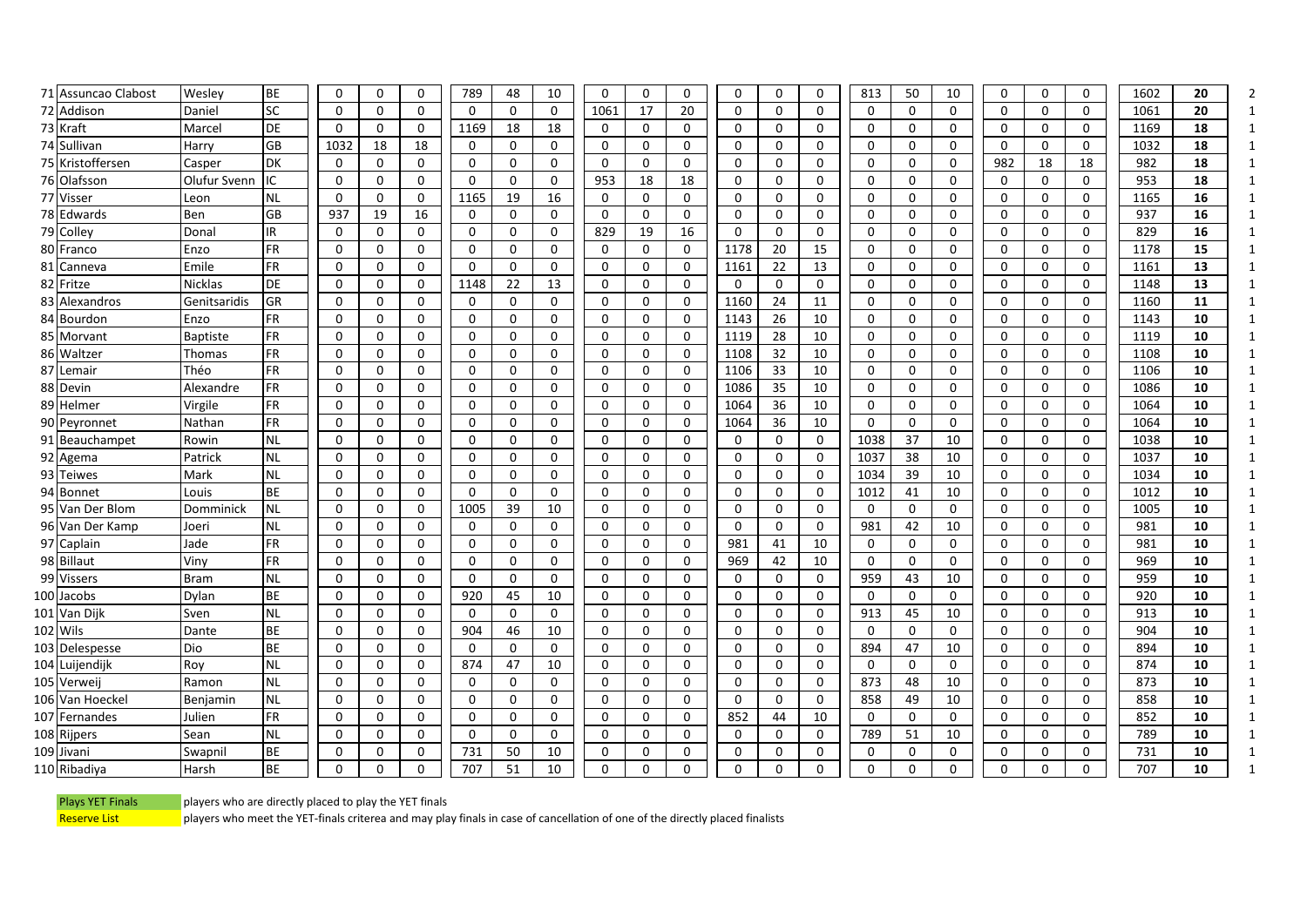| | | | | | | | | | | | | | | | | | | | | | | | | |
|---|---|---|---|---|---|---|---|---|---|---|---|---|---|---|---|---|---|---|---|---|---|---|---|---|
| 71 | Assuncao Clabost | Wesley | BE | 0 | 0 | 0 | 789 | 48 | 10 | 0 | 0 | 0 | 0 | 0 | 0 | 813 | 50 | 10 | 0 | 0 | 0 | 1602 | **20** | 2 |
| 72 | Addison | Daniel | SC | 0 | 0 | 0 | 0 | 0 | 0 | 1061 | 17 | 20 | 0 | 0 | 0 | 0 | 0 | 0 | 0 | 0 | 0 | 1061 | **20** | 1 |
| 73 | Kraft | Marcel | DE | 0 | 0 | 0 | 1169 | 18 | 18 | 0 | 0 | 0 | 0 | 0 | 0 | 0 | 0 | 0 | 0 | 0 | 0 | 1169 | **18** | 1 |
| 74 | Sullivan | Harry | GB | 1032 | 18 | 18 | 0 | 0 | 0 | 0 | 0 | 0 | 0 | 0 | 0 | 0 | 0 | 0 | 0 | 0 | 0 | 1032 | **18** | 1 |
| 75 | Kristoffersen | Casper | DK | 0 | 0 | 0 | 0 | 0 | 0 | 0 | 0 | 0 | 0 | 0 | 0 | 0 | 0 | 0 | 982 | 18 | 18 | 982 | **18** | 1 |
| 76 | Olafsson | Olufur Svenn | IC | 0 | 0 | 0 | 0 | 0 | 0 | 953 | 18 | 18 | 0 | 0 | 0 | 0 | 0 | 0 | 0 | 0 | 0 | 953 | **18** | 1 |
| 77 | Visser | Leon | NL | 0 | 0 | 0 | 1165 | 19 | 16 | 0 | 0 | 0 | 0 | 0 | 0 | 0 | 0 | 0 | 0 | 0 | 0 | 1165 | **16** | 1 |
| 78 | Edwards | Ben | GB | 937 | 19 | 16 | 0 | 0 | 0 | 0 | 0 | 0 | 0 | 0 | 0 | 0 | 0 | 0 | 0 | 0 | 0 | 937 | **16** | 1 |
| 79 | Colley | Donal | IR | 0 | 0 | 0 | 0 | 0 | 0 | 829 | 19 | 16 | 0 | 0 | 0 | 0 | 0 | 0 | 0 | 0 | 0 | 829 | **16** | 1 |
| 80 | Franco | Enzo | FR | 0 | 0 | 0 | 0 | 0 | 0 | 0 | 0 | 0 | 1178 | 20 | 15 | 0 | 0 | 0 | 0 | 0 | 0 | 1178 | **15** | 1 |
| 81 | Canneva | Emile | FR | 0 | 0 | 0 | 0 | 0 | 0 | 0 | 0 | 0 | 1161 | 22 | 13 | 0 | 0 | 0 | 0 | 0 | 0 | 1161 | **13** | 1 |
| 82 | Fritze | Nicklas | DE | 0 | 0 | 0 | 1148 | 22 | 13 | 0 | 0 | 0 | 0 | 0 | 0 | 0 | 0 | 0 | 0 | 0 | 0 | 1148 | **13** | 1 |
| 83 | Alexandros | Genitsaridis | GR | 0 | 0 | 0 | 0 | 0 | 0 | 0 | 0 | 0 | 1160 | 24 | 11 | 0 | 0 | 0 | 0 | 0 | 0 | 1160 | **11** | 1 |
| 84 | Bourdon | Enzo | FR | 0 | 0 | 0 | 0 | 0 | 0 | 0 | 0 | 0 | 1143 | 26 | 10 | 0 | 0 | 0 | 0 | 0 | 0 | 1143 | **10** | 1 |
| 85 | Morvant | Baptiste | FR | 0 | 0 | 0 | 0 | 0 | 0 | 0 | 0 | 0 | 1119 | 28 | 10 | 0 | 0 | 0 | 0 | 0 | 0 | 1119 | **10** | 1 |
| 86 | Waltzer | Thomas | FR | 0 | 0 | 0 | 0 | 0 | 0 | 0 | 0 | 0 | 1108 | 32 | 10 | 0 | 0 | 0 | 0 | 0 | 0 | 1108 | **10** | 1 |
| 87 | Lemair | Théo | FR | 0 | 0 | 0 | 0 | 0 | 0 | 0 | 0 | 0 | 1106 | 33 | 10 | 0 | 0 | 0 | 0 | 0 | 0 | 1106 | **10** | 1 |
| 88 | Devin | Alexandre | FR | 0 | 0 | 0 | 0 | 0 | 0 | 0 | 0 | 0 | 1086 | 35 | 10 | 0 | 0 | 0 | 0 | 0 | 0 | 1086 | **10** | 1 |
| 89 | Helmer | Virgile | FR | 0 | 0 | 0 | 0 | 0 | 0 | 0 | 0 | 0 | 1064 | 36 | 10 | 0 | 0 | 0 | 0 | 0 | 0 | 1064 | **10** | 1 |
| 90 | Peyronnet | Nathan | FR | 0 | 0 | 0 | 0 | 0 | 0 | 0 | 0 | 0 | 1064 | 36 | 10 | 0 | 0 | 0 | 0 | 0 | 0 | 1064 | **10** | 1 |
| 91 | Beauchampet | Rowin | NL | 0 | 0 | 0 | 0 | 0 | 0 | 0 | 0 | 0 | 0 | 0 | 0 | 1038 | 37 | 10 | 0 | 0 | 0 | 1038 | **10** | 1 |
| 92 | Agema | Patrick | NL | 0 | 0 | 0 | 0 | 0 | 0 | 0 | 0 | 0 | 0 | 0 | 0 | 1037 | 38 | 10 | 0 | 0 | 0 | 1037 | **10** | 1 |
| 93 | Teiwes | Mark | NL | 0 | 0 | 0 | 0 | 0 | 0 | 0 | 0 | 0 | 0 | 0 | 0 | 1034 | 39 | 10 | 0 | 0 | 0 | 1034 | **10** | 1 |
| 94 | Bonnet | Louis | BE | 0 | 0 | 0 | 0 | 0 | 0 | 0 | 0 | 0 | 0 | 0 | 0 | 1012 | 41 | 10 | 0 | 0 | 0 | 1012 | **10** | 1 |
| 95 | Van Der Blom | Domminick | NL | 0 | 0 | 0 | 1005 | 39 | 10 | 0 | 0 | 0 | 0 | 0 | 0 | 0 | 0 | 0 | 0 | 0 | 0 | 1005 | **10** | 1 |
| 96 | Van Der Kamp | Joeri | NL | 0 | 0 | 0 | 0 | 0 | 0 | 0 | 0 | 0 | 0 | 0 | 0 | 981 | 42 | 10 | 0 | 0 | 0 | 981 | **10** | 1 |
| 97 | Caplain | Jade | FR | 0 | 0 | 0 | 0 | 0 | 0 | 0 | 0 | 0 | 981 | 41 | 10 | 0 | 0 | 0 | 0 | 0 | 0 | 981 | **10** | 1 |
| 98 | Billaut | Viny | FR | 0 | 0 | 0 | 0 | 0 | 0 | 0 | 0 | 0 | 969 | 42 | 10 | 0 | 0 | 0 | 0 | 0 | 0 | 969 | **10** | 1 |
| 99 | Vissers | Bram | NL | 0 | 0 | 0 | 0 | 0 | 0 | 0 | 0 | 0 | 0 | 0 | 0 | 959 | 43 | 10 | 0 | 0 | 0 | 959 | **10** | 1 |
| 100 | Jacobs | Dylan | BE | 0 | 0 | 0 | 920 | 45 | 10 | 0 | 0 | 0 | 0 | 0 | 0 | 0 | 0 | 0 | 0 | 0 | 0 | 920 | **10** | 1 |
| 101 | Van Dijk | Sven | NL | 0 | 0 | 0 | 0 | 0 | 0 | 0 | 0 | 0 | 0 | 0 | 0 | 913 | 45 | 10 | 0 | 0 | 0 | 913 | **10** | 1 |
| 102 | Wils | Dante | BE | 0 | 0 | 0 | 904 | 46 | 10 | 0 | 0 | 0 | 0 | 0 | 0 | 0 | 0 | 0 | 0 | 0 | 0 | 904 | **10** | 1 |
| 103 | Delespesse | Dio | BE | 0 | 0 | 0 | 0 | 0 | 0 | 0 | 0 | 0 | 0 | 0 | 0 | 894 | 47 | 10 | 0 | 0 | 0 | 894 | **10** | 1 |
| 104 | Luijendijk | Roy | NL | 0 | 0 | 0 | 874 | 47 | 10 | 0 | 0 | 0 | 0 | 0 | 0 | 0 | 0 | 0 | 0 | 0 | 0 | 874 | **10** | 1 |
| 105 | Verweij | Ramon | NL | 0 | 0 | 0 | 0 | 0 | 0 | 0 | 0 | 0 | 0 | 0 | 0 | 873 | 48 | 10 | 0 | 0 | 0 | 873 | **10** | 1 |
| 106 | Van Hoeckel | Benjamin | NL | 0 | 0 | 0 | 0 | 0 | 0 | 0 | 0 | 0 | 0 | 0 | 0 | 858 | 49 | 10 | 0 | 0 | 0 | 858 | **10** | 1 |
| 107 | Fernandes | Julien | FR | 0 | 0 | 0 | 0 | 0 | 0 | 0 | 0 | 0 | 852 | 44 | 10 | 0 | 0 | 0 | 0 | 0 | 0 | 852 | **10** | 1 |
| 108 | Rijpers | Sean | NL | 0 | 0 | 0 | 0 | 0 | 0 | 0 | 0 | 0 | 0 | 0 | 0 | 789 | 51 | 10 | 0 | 0 | 0 | 789 | **10** | 1 |
| 109 | Jivani | Swapnil | BE | 0 | 0 | 0 | 731 | 50 | 10 | 0 | 0 | 0 | 0 | 0 | 0 | 0 | 0 | 0 | 0 | 0 | 0 | 731 | **10** | 1 |
| 110 | Ribadiya | Harsh | BE | 0 | 0 | 0 | 707 | 51 | 10 | 0 | 0 | 0 | 0 | 0 | 0 | 0 | 0 | 0 | 0 | 0 | 0 | 707 | **10** | 1 |

Plays YET Finals — players who are directly placed to play the YET finals

Reserve List — players who meet the YET-finals criterea and may play finals in case of cancellation of one of the directly placed finalists